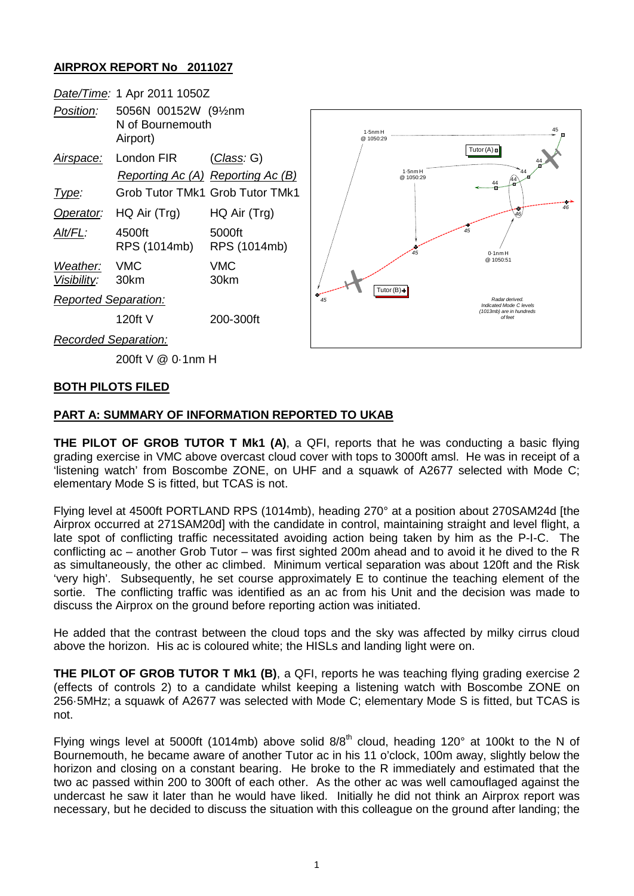# AIRPROX REPORT No 2011027

| | | |
|---|---|---|
| *Date/Time:* | 1 Apr 2011 1050Z | |
| *Position:* | 5056N 00152W (9½nm N of Bournemouth Airport) | |
| *Airspace:* | London FIR | (*Class*: G) |
| | *Reporting Ac (A)* | *Reporting Ac (B)* |
| *Type:* | Grob Tutor TMk1 | Grob Tutor TMk1 |
| *Operator:* | HQ Air (Trg) | HQ Air (Trg) |
| *Alt/FL:* | 4500ft RPS (1014mb) | 5000ft RPS (1014mb) |
| *Weather:* | VMC | VMC |
| *Visibility:* | 30km | 30km |
| *Reported Separation:* | | |
| | 120ft V | 200-300ft |
| *Recorded Separation:* | | |
| | 200ft V @ 0·1nm H | |

## BOTH PILOTS FILED

## PART A: SUMMARY OF INFORMATION REPORTED TO UKAB

**THE PILOT OF GROB TUTOR T Mk1 (A)**, a QFI, reports that he was conducting a basic flying grading exercise in VMC above overcast cloud cover with tops to 3000ft amsl. He was in receipt of a 'listening watch' from Boscombe ZONE, on UHF and a squawk of A2677 selected with Mode C; elementary Mode S is fitted, but TCAS is not.

Flying level at 4500ft PORTLAND RPS (1014mb), heading 270° at a position about 270SAM24d [the Airprox occurred at 271SAM20d] with the candidate in control, maintaining straight and level flight, a late spot of conflicting traffic necessitated avoiding action being taken by him as the P-I-C. The conflicting ac – another Grob Tutor – was first sighted 200m ahead and to avoid it he dived to the R as simultaneously, the other ac climbed. Minimum vertical separation was about 120ft and the Risk 'very high'. Subsequently, he set course approximately E to continue the teaching element of the sortie. The conflicting traffic was identified as an ac from his Unit and the decision was made to discuss the Airprox on the ground before reporting action was initiated.

He added that the contrast between the cloud tops and the sky was affected by milky cirrus cloud above the horizon. His ac is coloured white; the HISLs and landing light were on.

**THE PILOT OF GROB TUTOR T Mk1 (B)**, a QFI, reports he was teaching flying grading exercise 2 (effects of controls 2) to a candidate whilst keeping a listening watch with Boscombe ZONE on 256·5MHz; a squawk of A2677 was selected with Mode C; elementary Mode S is fitted, but TCAS is not.

Flying wings level at 5000ft (1014mb) above solid 8/8th cloud, heading 120° at 100kt to the N of Bournemouth, he became aware of another Tutor ac in his 11 o'clock, 100m away, slightly below the horizon and closing on a constant bearing. He broke to the R immediately and estimated that the two ac passed within 200 to 300ft of each other. As the other ac was well camouflaged against the undercast he saw it later than he would have liked. Initially he did not think an Airprox report was necessary, but he decided to discuss the situation with this colleague on the ground after landing; the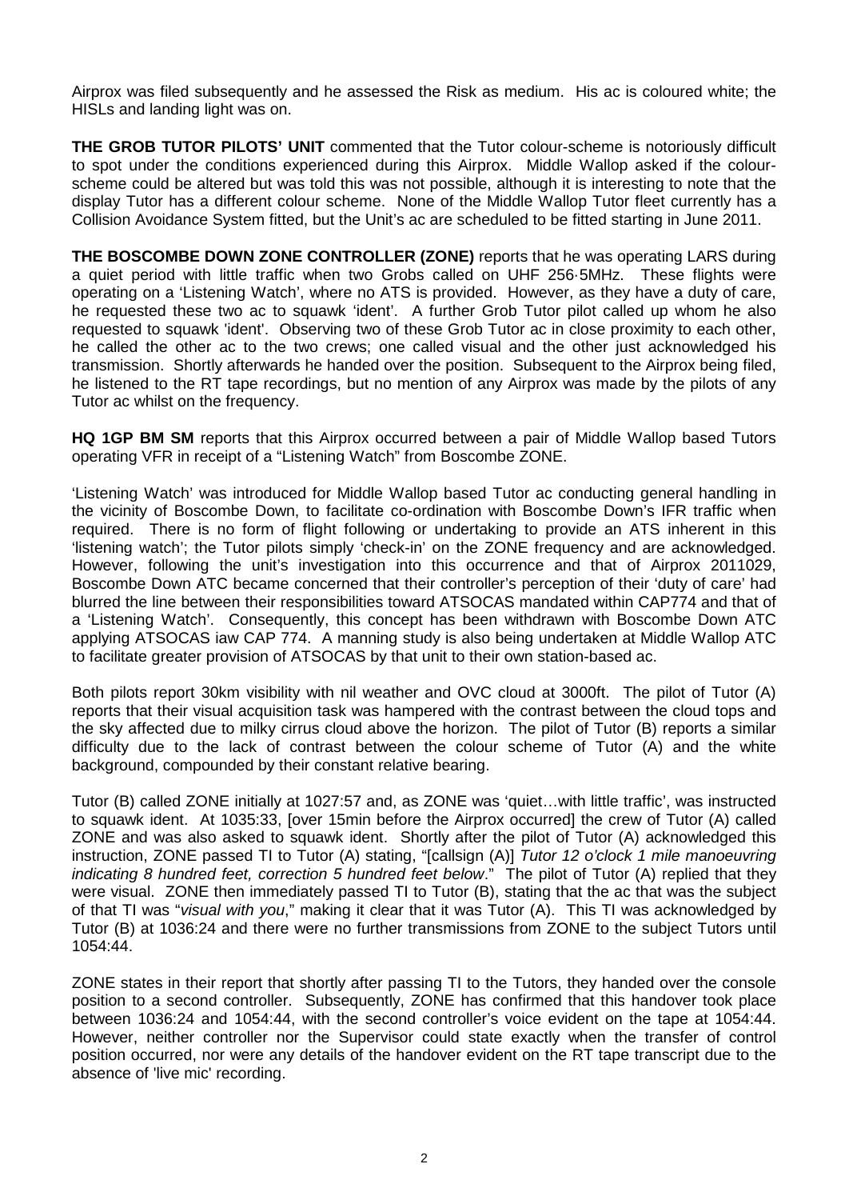Airprox was filed subsequently and he assessed the Risk as medium. His ac is coloured white; the HISLs and landing light was on.

**THE GROB TUTOR PILOTS' UNIT** commented that the Tutor colour-scheme is notoriously difficult to spot under the conditions experienced during this Airprox. Middle Wallop asked if the colour-scheme could be altered but was told this was not possible, although it is interesting to note that the display Tutor has a different colour scheme. None of the Middle Wallop Tutor fleet currently has a Collision Avoidance System fitted, but the Unit's ac are scheduled to be fitted starting in June 2011.

**THE BOSCOMBE DOWN ZONE CONTROLLER (ZONE)** reports that he was operating LARS during a quiet period with little traffic when two Grobs called on UHF 256·5MHz. These flights were operating on a 'Listening Watch', where no ATS is provided. However, as they have a duty of care, he requested these two ac to squawk 'ident'. A further Grob Tutor pilot called up whom he also requested to squawk 'ident'. Observing two of these Grob Tutor ac in close proximity to each other, he called the other ac to the two crews; one called visual and the other just acknowledged his transmission. Shortly afterwards he handed over the position. Subsequent to the Airprox being filed, he listened to the RT tape recordings, but no mention of any Airprox was made by the pilots of any Tutor ac whilst on the frequency.

**HQ 1GP BM SM** reports that this Airprox occurred between a pair of Middle Wallop based Tutors operating VFR in receipt of a "Listening Watch" from Boscombe ZONE.

'Listening Watch' was introduced for Middle Wallop based Tutor ac conducting general handling in the vicinity of Boscombe Down, to facilitate co-ordination with Boscombe Down's IFR traffic when required. There is no form of flight following or undertaking to provide an ATS inherent in this 'listening watch'; the Tutor pilots simply 'check-in' on the ZONE frequency and are acknowledged. However, following the unit's investigation into this occurrence and that of Airprox 2011029, Boscombe Down ATC became concerned that their controller's perception of their 'duty of care' had blurred the line between their responsibilities toward ATSOCAS mandated within CAP774 and that of a 'Listening Watch'. Consequently, this concept has been withdrawn with Boscombe Down ATC applying ATSOCAS iaw CAP 774. A manning study is also being undertaken at Middle Wallop ATC to facilitate greater provision of ATSOCAS by that unit to their own station-based ac.

Both pilots report 30km visibility with nil weather and OVC cloud at 3000ft. The pilot of Tutor (A) reports that their visual acquisition task was hampered with the contrast between the cloud tops and the sky affected due to milky cirrus cloud above the horizon. The pilot of Tutor (B) reports a similar difficulty due to the lack of contrast between the colour scheme of Tutor (A) and the white background, compounded by their constant relative bearing.

Tutor (B) called ZONE initially at 1027:57 and, as ZONE was 'quiet…with little traffic', was instructed to squawk ident. At 1035:33, [over 15min before the Airprox occurred] the crew of Tutor (A) called ZONE and was also asked to squawk ident. Shortly after the pilot of Tutor (A) acknowledged this instruction, ZONE passed TI to Tutor (A) stating, "[callsign (A)] *Tutor 12 o'clock 1 mile manoeuvring indicating 8 hundred feet, correction 5 hundred feet below*." The pilot of Tutor (A) replied that they were visual. ZONE then immediately passed TI to Tutor (B), stating that the ac that was the subject of that TI was "*visual with you*," making it clear that it was Tutor (A). This TI was acknowledged by Tutor (B) at 1036:24 and there were no further transmissions from ZONE to the subject Tutors until 1054:44.

ZONE states in their report that shortly after passing TI to the Tutors, they handed over the console position to a second controller. Subsequently, ZONE has confirmed that this handover took place between 1036:24 and 1054:44, with the second controller's voice evident on the tape at 1054:44. However, neither controller nor the Supervisor could state exactly when the transfer of control position occurred, nor were any details of the handover evident on the RT tape transcript due to the absence of 'live mic' recording.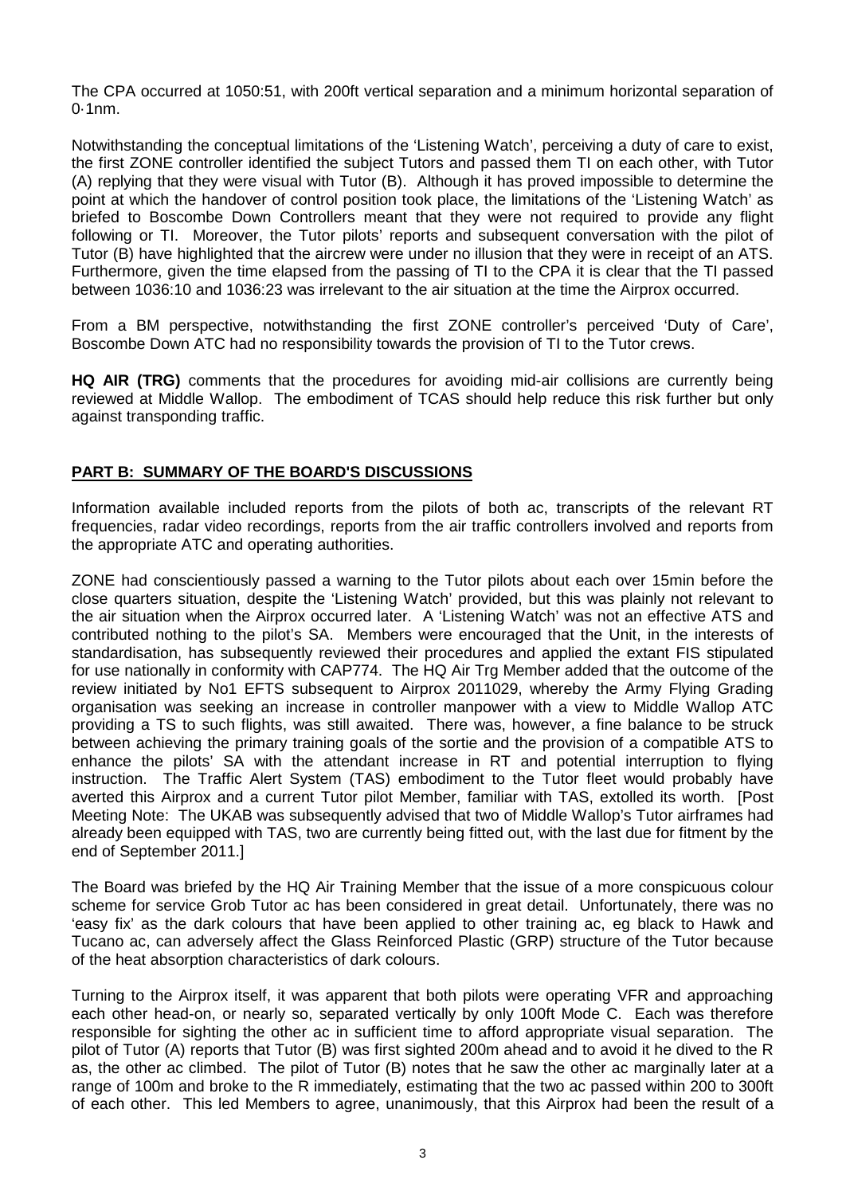The CPA occurred at 1050:51, with 200ft vertical separation and a minimum horizontal separation of 0·1nm.

Notwithstanding the conceptual limitations of the 'Listening Watch', perceiving a duty of care to exist, the first ZONE controller identified the subject Tutors and passed them TI on each other, with Tutor (A) replying that they were visual with Tutor (B). Although it has proved impossible to determine the point at which the handover of control position took place, the limitations of the 'Listening Watch' as briefed to Boscombe Down Controllers meant that they were not required to provide any flight following or TI. Moreover, the Tutor pilots' reports and subsequent conversation with the pilot of Tutor (B) have highlighted that the aircrew were under no illusion that they were in receipt of an ATS. Furthermore, given the time elapsed from the passing of TI to the CPA it is clear that the TI passed between 1036:10 and 1036:23 was irrelevant to the air situation at the time the Airprox occurred.

From a BM perspective, notwithstanding the first ZONE controller's perceived 'Duty of Care', Boscombe Down ATC had no responsibility towards the provision of TI to the Tutor crews.

**HQ AIR (TRG)** comments that the procedures for avoiding mid-air collisions are currently being reviewed at Middle Wallop. The embodiment of TCAS should help reduce this risk further but only against transponding traffic.

## PART B: SUMMARY OF THE BOARD'S DISCUSSIONS

Information available included reports from the pilots of both ac, transcripts of the relevant RT frequencies, radar video recordings, reports from the air traffic controllers involved and reports from the appropriate ATC and operating authorities.

ZONE had conscientiously passed a warning to the Tutor pilots about each over 15min before the close quarters situation, despite the 'Listening Watch' provided, but this was plainly not relevant to the air situation when the Airprox occurred later. A 'Listening Watch' was not an effective ATS and contributed nothing to the pilot's SA. Members were encouraged that the Unit, in the interests of standardisation, has subsequently reviewed their procedures and applied the extant FIS stipulated for use nationally in conformity with CAP774. The HQ Air Trg Member added that the outcome of the review initiated by No1 EFTS subsequent to Airprox 2011029, whereby the Army Flying Grading organisation was seeking an increase in controller manpower with a view to Middle Wallop ATC providing a TS to such flights, was still awaited. There was, however, a fine balance to be struck between achieving the primary training goals of the sortie and the provision of a compatible ATS to enhance the pilots' SA with the attendant increase in RT and potential interruption to flying instruction. The Traffic Alert System (TAS) embodiment to the Tutor fleet would probably have averted this Airprox and a current Tutor pilot Member, familiar with TAS, extolled its worth. [Post Meeting Note: The UKAB was subsequently advised that two of Middle Wallop's Tutor airframes had already been equipped with TAS, two are currently being fitted out, with the last due for fitment by the end of September 2011.]

The Board was briefed by the HQ Air Training Member that the issue of a more conspicuous colour scheme for service Grob Tutor ac has been considered in great detail. Unfortunately, there was no 'easy fix' as the dark colours that have been applied to other training ac, eg black to Hawk and Tucano ac, can adversely affect the Glass Reinforced Plastic (GRP) structure of the Tutor because of the heat absorption characteristics of dark colours.

Turning to the Airprox itself, it was apparent that both pilots were operating VFR and approaching each other head-on, or nearly so, separated vertically by only 100ft Mode C. Each was therefore responsible for sighting the other ac in sufficient time to afford appropriate visual separation. The pilot of Tutor (A) reports that Tutor (B) was first sighted 200m ahead and to avoid it he dived to the R as, the other ac climbed. The pilot of Tutor (B) notes that he saw the other ac marginally later at a range of 100m and broke to the R immediately, estimating that the two ac passed within 200 to 300ft of each other. This led Members to agree, unanimously, that this Airprox had been the result of a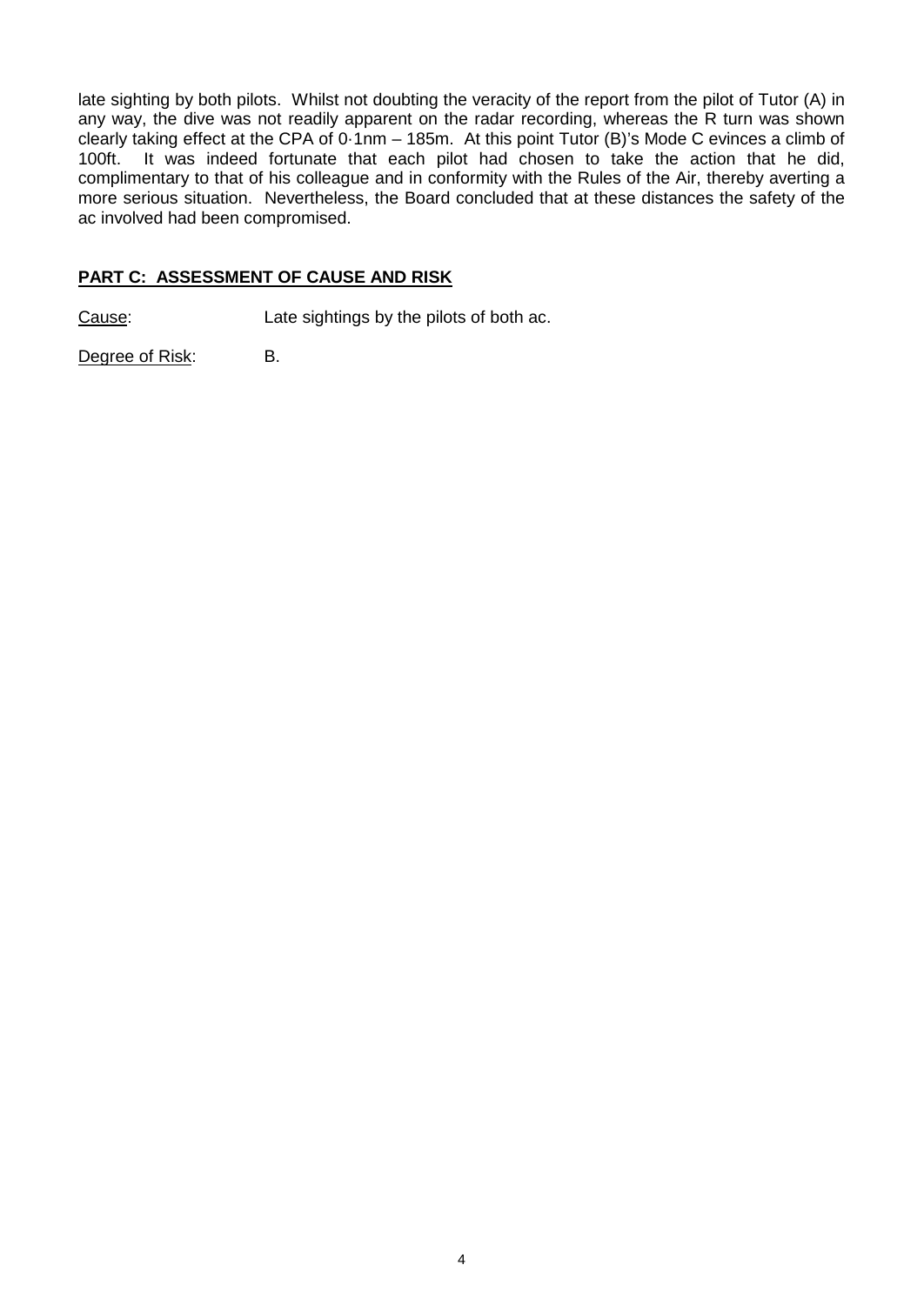late sighting by both pilots. Whilst not doubting the veracity of the report from the pilot of Tutor (A) in any way, the dive was not readily apparent on the radar recording, whereas the R turn was shown clearly taking effect at the CPA of 0·1nm – 185m. At this point Tutor (B)'s Mode C evinces a climb of 100ft. It was indeed fortunate that each pilot had chosen to take the action that he did, complimentary to that of his colleague and in conformity with the Rules of the Air, thereby averting a more serious situation. Nevertheless, the Board concluded that at these distances the safety of the ac involved had been compromised.

## PART C: ASSESSMENT OF CAUSE AND RISK

Cause: Late sightings by the pilots of both ac.

Degree of Risk: B.